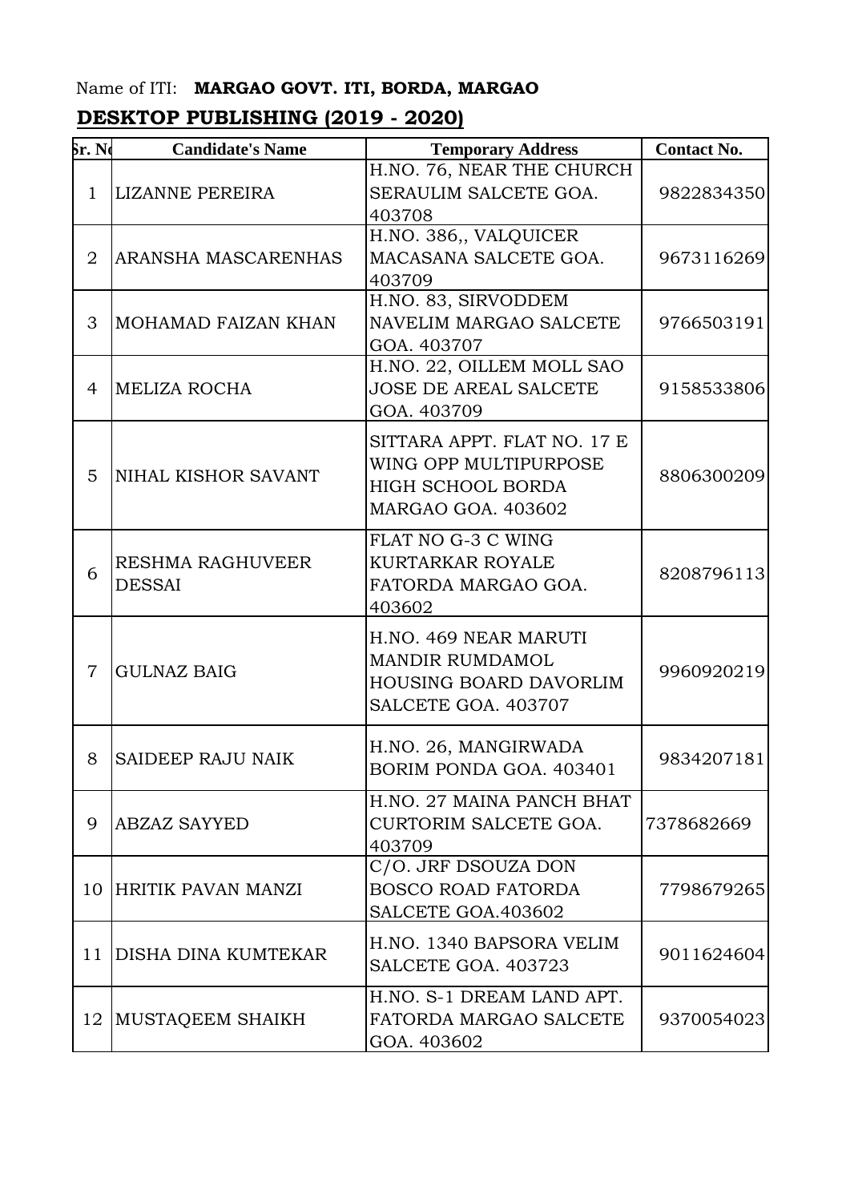Name of ITI: **MARGAO GOVT. ITI, BORDA, MARGAO**

## DESKTOP PUBLISHING (2019 - 2020)

| Sr. No | Candidate's Name | Temporary Address | Contact No. |
|---|---|---|---|
| 1 | LIZANNE PEREIRA | H.NO. 76, NEAR THE CHURCH SERAULIM SALCETE GOA. 403708 | 9822834350 |
| 2 | ARANSHA MASCARENHAS | H.NO. 386,, VALQUICER MACASANA SALCETE GOA. 403709 | 9673116269 |
| 3 | MOHAMAD FAIZAN KHAN | H.NO. 83, SIRVODDEM NAVELIM MARGAO SALCETE GOA. 403707 | 9766503191 |
| 4 | MELIZA ROCHA | H.NO. 22, OILLEM MOLL SAO JOSE DE AREAL SALCETE GOA. 403709 | 9158533806 |
| 5 | NIHAL KISHOR SAVANT | SITTARA APPT. FLAT NO. 17 E WING OPP MULTIPURPOSE HIGH SCHOOL BORDA MARGAO GOA. 403602 | 8806300209 |
| 6 | RESHMA RAGHUVEER DESSAI | FLAT NO G-3 C WING KURTARKAR ROYALE FATORDA MARGAO GOA. 403602 | 8208796113 |
| 7 | GULNAZ BAIG | H.NO. 469 NEAR MARUTI MANDIR RUMDAMOL HOUSING BOARD DAVORLIM SALCETE GOA. 403707 | 9960920219 |
| 8 | SAIDEEP RAJU NAIK | H.NO. 26, MANGIRWADA BORIM PONDA GOA. 403401 | 9834207181 |
| 9 | ABZAZ SAYYED | H.NO. 27 MAINA PANCH BHAT CURTORIM SALCETE GOA. 403709 | 7378682669 |
| 10 | HRITIK PAVAN MANZI | C/O. JRF DSOUZA DON BOSCO ROAD FATORDA SALCETE GOA.403602 | 7798679265 |
| 11 | DISHA DINA KUMTEKAR | H.NO. 1340 BAPSORA VELIM SALCETE GOA. 403723 | 9011624604 |
| 12 | MUSTAQEEM SHAIKH | H.NO. S-1 DREAM LAND APT. FATORDA MARGAO SALCETE GOA. 403602 | 9370054023 |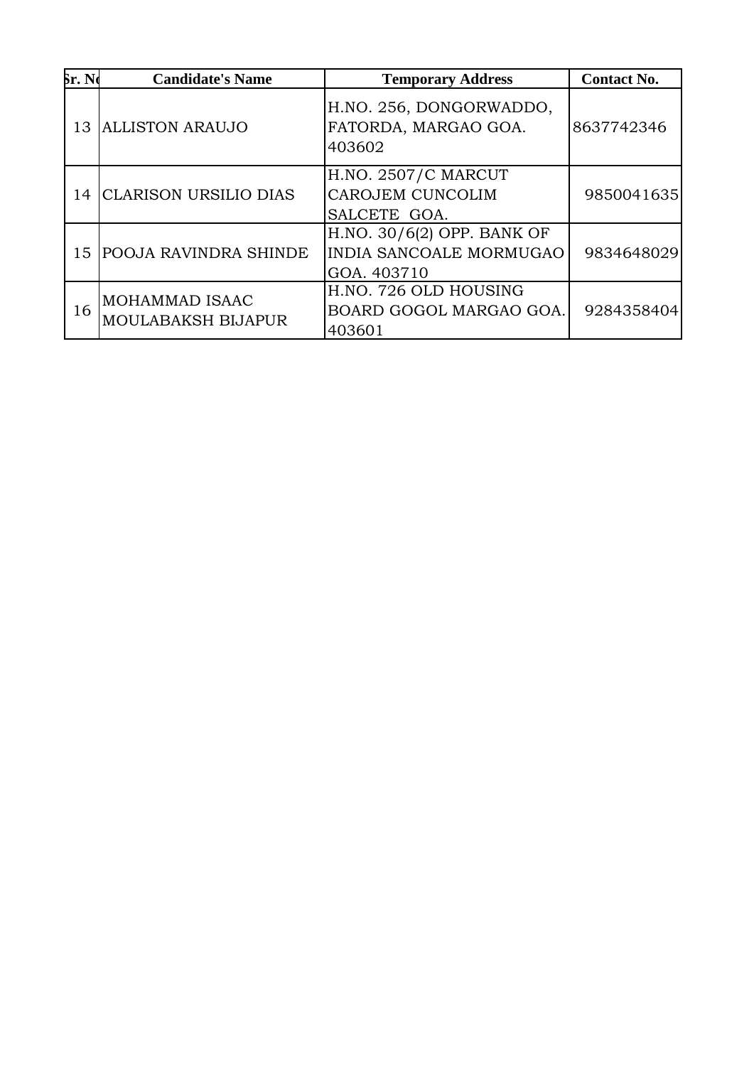| Sr. No | Candidate's Name | Temporary Address | Contact No. |
|---|---|---|---|
| 13 | ALLISTON ARAUJO | H.NO. 256, DONGORWADDO, FATORDA, MARGAO GOA. 403602 | 8637742346 |
| 14 | CLARISON URSILIO DIAS | H.NO. 2507/C MARCUT CAROJEM CUNCOLIM SALCETE GOA. | 9850041635 |
| 15 | POOJA RAVINDRA SHINDE | H.NO. 30/6(2) OPP. BANK OF INDIA SANCOALE MORMUGAO GOA. 403710 | 9834648029 |
| 16 | MOHAMMAD ISAAC MOULABAKSH BIJAPUR | H.NO. 726 OLD HOUSING BOARD GOGOL MARGAO GOA. 403601 | 9284358404 |